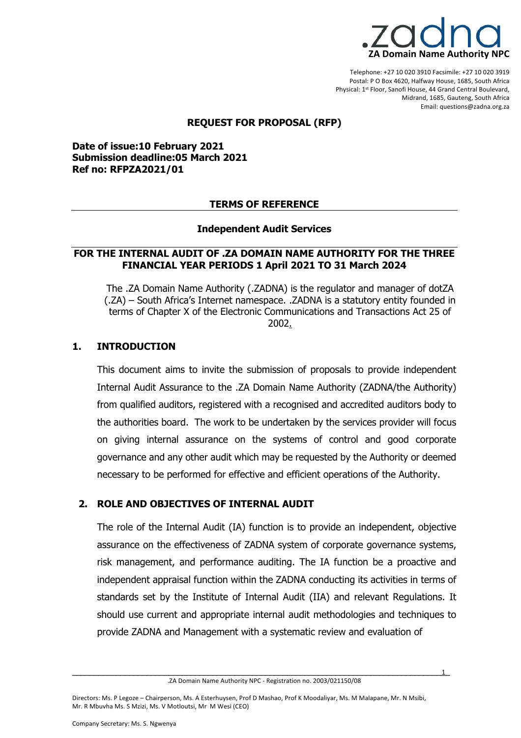.zadna
**ZA Domain Name Authority NPC**

Telephone: +27 10 020 3910 Facsimile: +27 10 020 3919
Postal: P O Box 4620, Halfway House, 1685, South Africa
Physical: 1st Floor, Sanofi House, 44 Grand Central Boulevard, Midrand, 1685, Gauteng, South Africa
Email: questions@zadna.org.za

## REQUEST FOR PROPOSAL (RFP)

**Date of issue:10 February 2021**
**Submission deadline:05 March 2021**
**Ref no: RFPZA2021/01**

## TERMS OF REFERENCE

### Independent Audit Services

### FOR THE INTERNAL AUDIT OF .ZA DOMAIN NAME AUTHORITY FOR THE THREE FINANCIAL YEAR PERIODS 1 April 2021 TO 31 March 2024

The .ZA Domain Name Authority (.ZADNA) is the regulator and manager of dotZA (.ZA) – South Africa's Internet namespace. .ZADNA is a statutory entity founded in terms of Chapter X of the Electronic Communications and Transactions Act 25 of 2002.

## 1. INTRODUCTION

This document aims to invite the submission of proposals to provide independent Internal Audit Assurance to the .ZA Domain Name Authority (ZADNA/the Authority) from qualified auditors, registered with a recognised and accredited auditors body to the authorities board. The work to be undertaken by the services provider will focus on giving internal assurance on the systems of control and good corporate governance and any other audit which may be requested by the Authority or deemed necessary to be performed for effective and efficient operations of the Authority.

## 2. ROLE AND OBJECTIVES OF INTERNAL AUDIT

The role of the Internal Audit (IA) function is to provide an independent, objective assurance on the effectiveness of ZADNA system of corporate governance systems, risk management, and performance auditing. The IA function be a proactive and independent appraisal function within the ZADNA conducting its activities in terms of standards set by the Institute of Internal Audit (IIA) and relevant Regulations. It should use current and appropriate internal audit methodologies and techniques to provide ZADNA and Management with a systematic review and evaluation of

.ZA Domain Name Authority NPC - Registration no. 2003/021150/08

Directors: Ms. P Legoze – Chairperson, Ms. A Esterhuysen, Prof D Mashao, Prof K Moodaliyar, Ms. M Malapane, Mr. N Msibi, Mr. R Mbuvha Ms. S Mzizi, Ms. V Motloutsi, Mr M Wesi (CEO)

Company Secretary: Ms. S. Ngwenya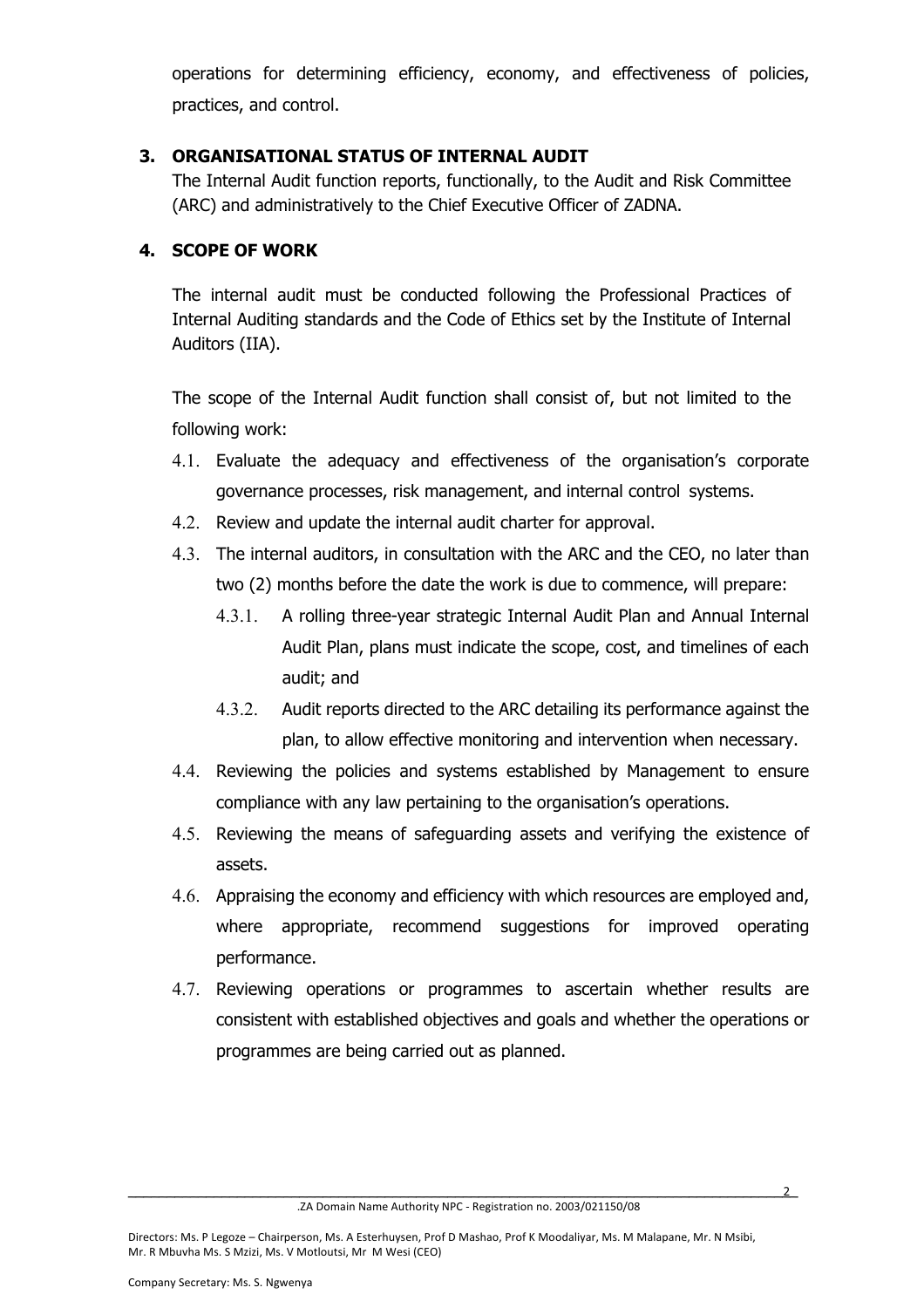operations for determining efficiency, economy, and effectiveness of policies, practices, and control.

## 3. ORGANISATIONAL STATUS OF INTERNAL AUDIT

The Internal Audit function reports, functionally, to the Audit and Risk Committee (ARC) and administratively to the Chief Executive Officer of ZADNA.

## 4. SCOPE OF WORK

The internal audit must be conducted following the Professional Practices of Internal Auditing standards and the Code of Ethics set by the Institute of Internal Auditors (IIA).

The scope of the Internal Audit function shall consist of, but not limited to the following work:

- 4.1. Evaluate the adequacy and effectiveness of the organisation's corporate governance processes, risk management, and internal control systems.
- 4.2. Review and update the internal audit charter for approval.
- 4.3. The internal auditors, in consultation with the ARC and the CEO, no later than two (2) months before the date the work is due to commence, will prepare:
  - 4.3.1. A rolling three-year strategic Internal Audit Plan and Annual Internal Audit Plan, plans must indicate the scope, cost, and timelines of each audit; and
  - 4.3.2. Audit reports directed to the ARC detailing its performance against the plan, to allow effective monitoring and intervention when necessary.
- 4.4. Reviewing the policies and systems established by Management to ensure compliance with any law pertaining to the organisation's operations.
- 4.5. Reviewing the means of safeguarding assets and verifying the existence of assets.
- 4.6. Appraising the economy and efficiency with which resources are employed and, where appropriate, recommend suggestions for improved operating performance.
- 4.7. Reviewing operations or programmes to ascertain whether results are consistent with established objectives and goals and whether the operations or programmes are being carried out as planned.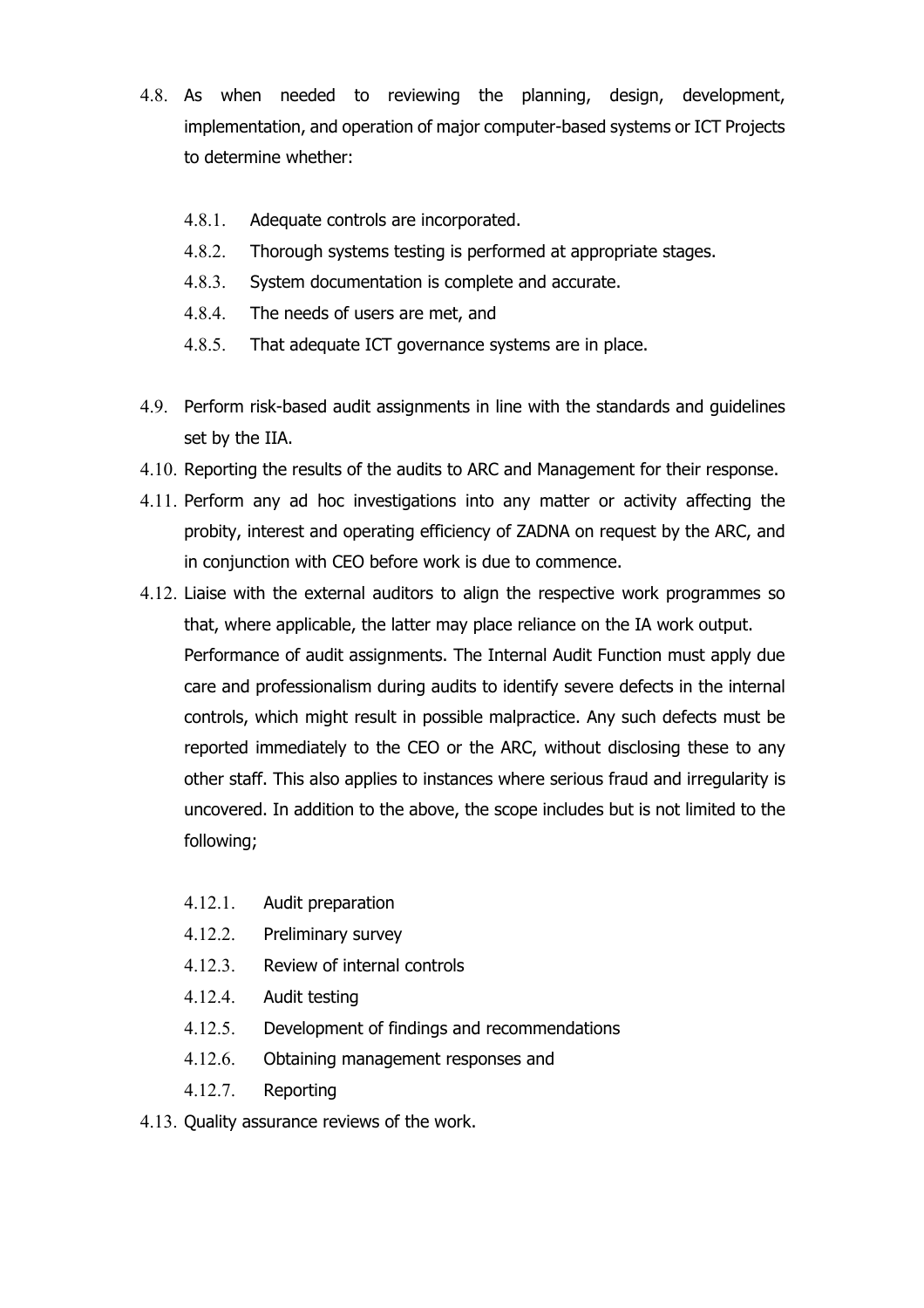4.8. As when needed to reviewing the planning, design, development, implementation, and operation of major computer-based systems or ICT Projects to determine whether:

   4.8.1. Adequate controls are incorporated.
   4.8.2. Thorough systems testing is performed at appropriate stages.
   4.8.3. System documentation is complete and accurate.
   4.8.4. The needs of users are met, and
   4.8.5. That adequate ICT governance systems are in place.

4.9. Perform risk-based audit assignments in line with the standards and guidelines set by the IIA.

4.10. Reporting the results of the audits to ARC and Management for their response.

4.11. Perform any ad hoc investigations into any matter or activity affecting the probity, interest and operating efficiency of ZADNA on request by the ARC, and in conjunction with CEO before work is due to commence.

4.12. Liaise with the external auditors to align the respective work programmes so that, where applicable, the latter may place reliance on the IA work output. Performance of audit assignments. The Internal Audit Function must apply due care and professionalism during audits to identify severe defects in the internal controls, which might result in possible malpractice. Any such defects must be reported immediately to the CEO or the ARC, without disclosing these to any other staff. This also applies to instances where serious fraud and irregularity is uncovered. In addition to the above, the scope includes but is not limited to the following;

   4.12.1. Audit preparation
   4.12.2. Preliminary survey
   4.12.3. Review of internal controls
   4.12.4. Audit testing
   4.12.5. Development of findings and recommendations
   4.12.6. Obtaining management responses and
   4.12.7. Reporting

4.13. Quality assurance reviews of the work.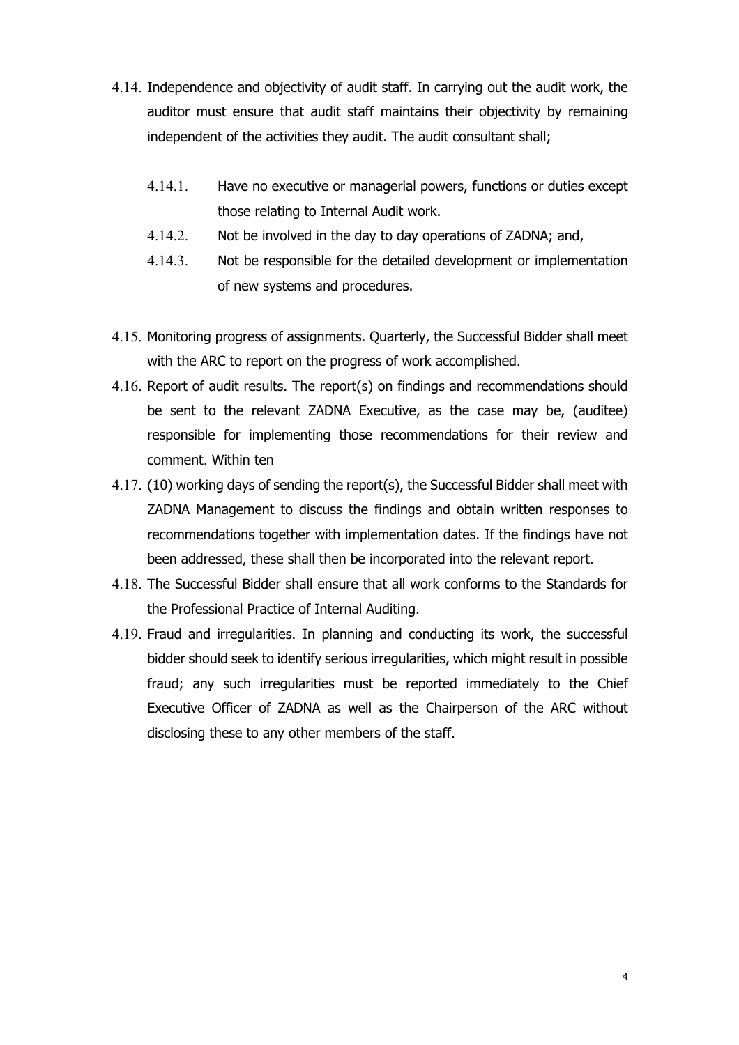4.14. Independence and objectivity of audit staff. In carrying out the audit work, the auditor must ensure that audit staff maintains their objectivity by remaining independent of the activities they audit. The audit consultant shall;

   4.14.1. Have no executive or managerial powers, functions or duties except those relating to Internal Audit work.

   4.14.2. Not be involved in the day to day operations of ZADNA; and,

   4.14.3. Not be responsible for the detailed development or implementation of new systems and procedures.

4.15. Monitoring progress of assignments. Quarterly, the Successful Bidder shall meet with the ARC to report on the progress of work accomplished.

4.16. Report of audit results. The report(s) on findings and recommendations should be sent to the relevant ZADNA Executive, as the case may be, (auditee) responsible for implementing those recommendations for their review and comment. Within ten

4.17. (10) working days of sending the report(s), the Successful Bidder shall meet with ZADNA Management to discuss the findings and obtain written responses to recommendations together with implementation dates. If the findings have not been addressed, these shall then be incorporated into the relevant report.

4.18. The Successful Bidder shall ensure that all work conforms to the Standards for the Professional Practice of Internal Auditing.

4.19. Fraud and irregularities. In planning and conducting its work, the successful bidder should seek to identify serious irregularities, which might result in possible fraud; any such irregularities must be reported immediately to the Chief Executive Officer of ZADNA as well as the Chairperson of the ARC without disclosing these to any other members of the staff.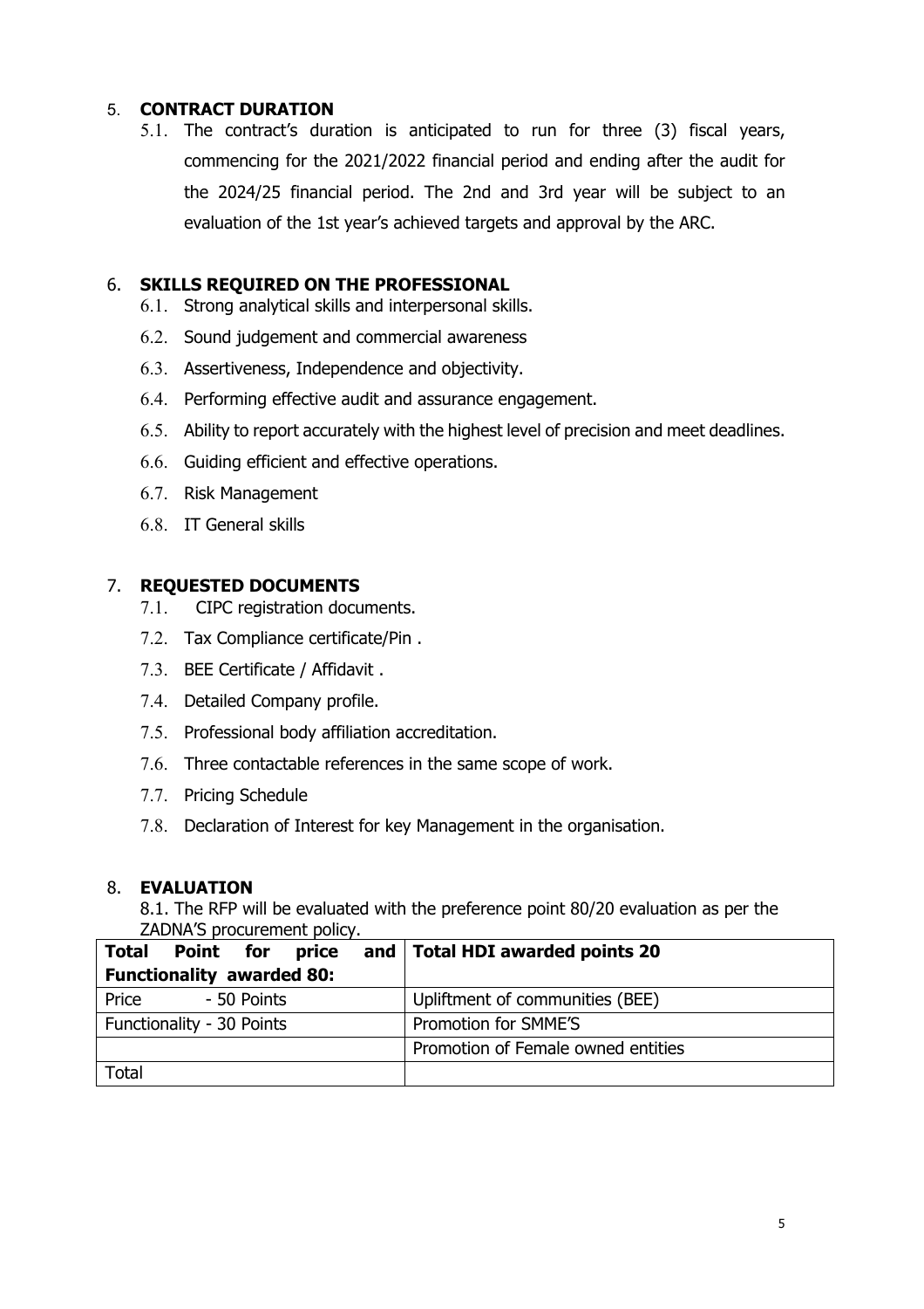## 5. CONTRACT DURATION

5.1. The contract's duration is anticipated to run for three (3) fiscal years, commencing for the 2021/2022 financial period and ending after the audit for the 2024/25 financial period. The 2nd and 3rd year will be subject to an evaluation of the 1st year's achieved targets and approval by the ARC.

## 6. SKILLS REQUIRED ON THE PROFESSIONAL

6.1. Strong analytical skills and interpersonal skills.

6.2. Sound judgement and commercial awareness

6.3. Assertiveness, Independence and objectivity.

6.4. Performing effective audit and assurance engagement.

6.5. Ability to report accurately with the highest level of precision and meet deadlines.

6.6. Guiding efficient and effective operations.

6.7. Risk Management

6.8. IT General skills

## 7. REQUESTED DOCUMENTS

7.1. CIPC registration documents.

7.2. Tax Compliance certificate/Pin .

7.3. BEE Certificate / Affidavit .

7.4. Detailed Company profile.

7.5. Professional body affiliation accreditation.

7.6. Three contactable references in the same scope of work.

7.7. Pricing Schedule

7.8. Declaration of Interest for key Management in the organisation.

## 8. EVALUATION

8.1. The RFP will be evaluated with the preference point 80/20 evaluation as per the ZADNA'S procurement policy.

| **Total Point for price and Functionality awarded 80:** | **Total HDI awarded points 20** |
|---|---|
| Price - 50 Points | Upliftment of communities (BEE) |
| Functionality - 30 Points | Promotion for SMME'S |
| | Promotion of Female owned entities |
| Total | |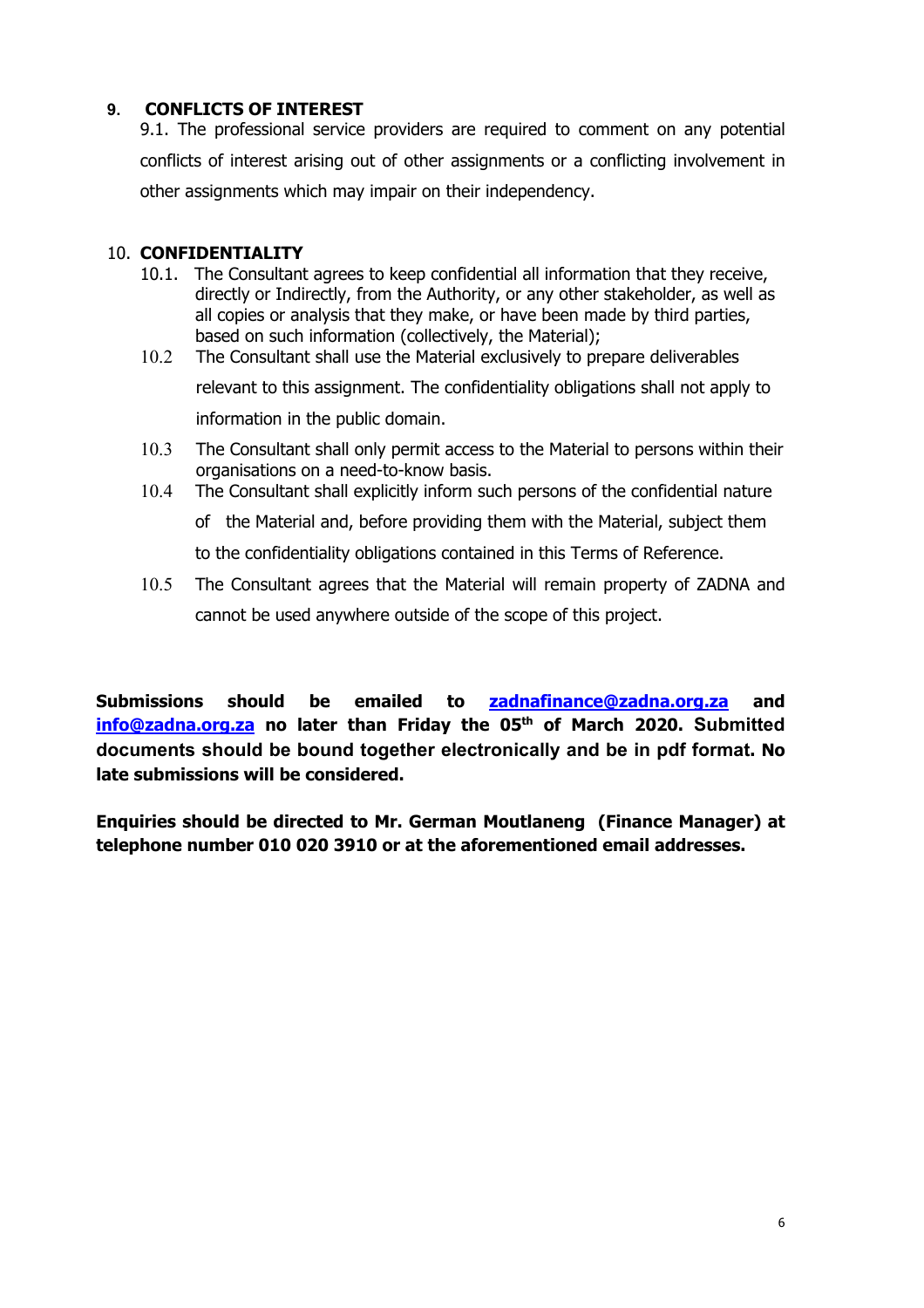## 9. CONFLICTS OF INTEREST

9.1. The professional service providers are required to comment on any potential conflicts of interest arising out of other assignments or a conflicting involvement in other assignments which may impair on their independency.

## 10. CONFIDENTIALITY

10.1. The Consultant agrees to keep confidential all information that they receive, directly or Indirectly, from the Authority, or any other stakeholder, as well as all copies or analysis that they make, or have been made by third parties, based on such information (collectively, the Material);

10.2 The Consultant shall use the Material exclusively to prepare deliverables relevant to this assignment. The confidentiality obligations shall not apply to information in the public domain.

10.3 The Consultant shall only permit access to the Material to persons within their organisations on a need-to-know basis.

10.4 The Consultant shall explicitly inform such persons of the confidential nature of the Material and, before providing them with the Material, subject them to the confidentiality obligations contained in this Terms of Reference.

10.5 The Consultant agrees that the Material will remain property of ZADNA and cannot be used anywhere outside of the scope of this project.

**Submissions should be emailed to zadnafinance@zadna.org.za and info@zadna.org.za no later than Friday the 05th of March 2020. Submitted documents should be bound together electronically and be in pdf format. No late submissions will be considered.**

**Enquiries should be directed to Mr. German Moutlaneng (Finance Manager) at telephone number 010 020 3910 or at the aforementioned email addresses.**